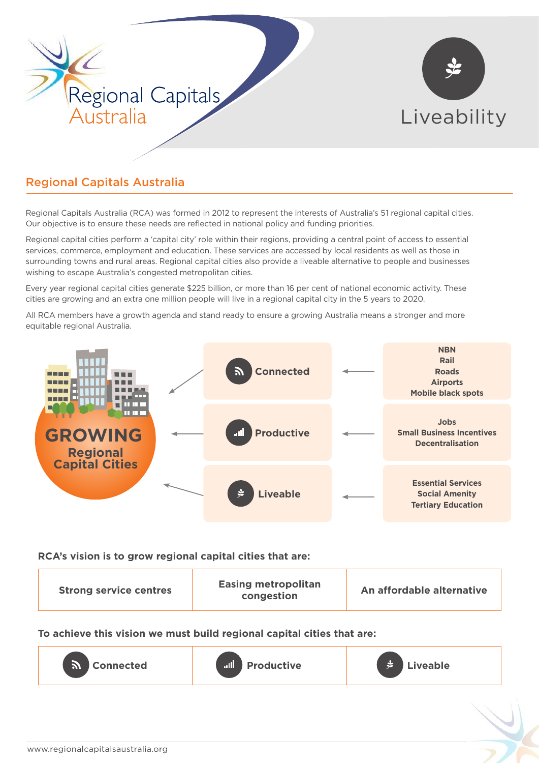Regional Capitals Australia

# Liveability

## Regional Capitals Australia

Regional Capitals Australia (RCA) was formed in 2012 to represent the interests of Australia's 51 regional capital cities. Our objective is to ensure these needs are reflected in national policy and funding priorities.

Regional capital cities perform a 'capital city' role within their regions, providing a central point of access to essential services, commerce, employment and education. These services are accessed by local residents as well as those in surrounding towns and rural areas. Regional capital cities also provide a liveable alternative to people and businesses wishing to escape Australia's congested metropolitan cities.

Every year regional capital cities generate $225 billion, or more than 16 per cent of national economic activity. These cities are growing and an extra one million people will live in a regional capital city in the 5 years to 2020.

All RCA members have a growth agenda and stand ready to ensure a growing Australia means a stronger and more equitable regional Australia.

**GROWING Regional Capital Cities**

| | | |
|---|---|---|
| ← **Connected** | ← | **NBN**<br>**Rail**<br>**Roads**<br>**Airports**<br>**Mobile black spots** |
| ← **Productive** | ← | **Jobs**<br>**Small Business Incentives**<br>**Decentralisation** |
| ← **Liveable** | ← | **Essential Services**<br>**Social Amenity**<br>**Tertiary Education** |

**RCA's vision is to grow regional capital cities that are:**

| Strong service centres | Easing metropolitan congestion | An affordable alternative |
|---|---|---|

**To achieve this vision we must build regional capital cities that are:**

| Connected | Productive | Liveable |
|---|---|---|

www.regionalcapitalsaustralia.org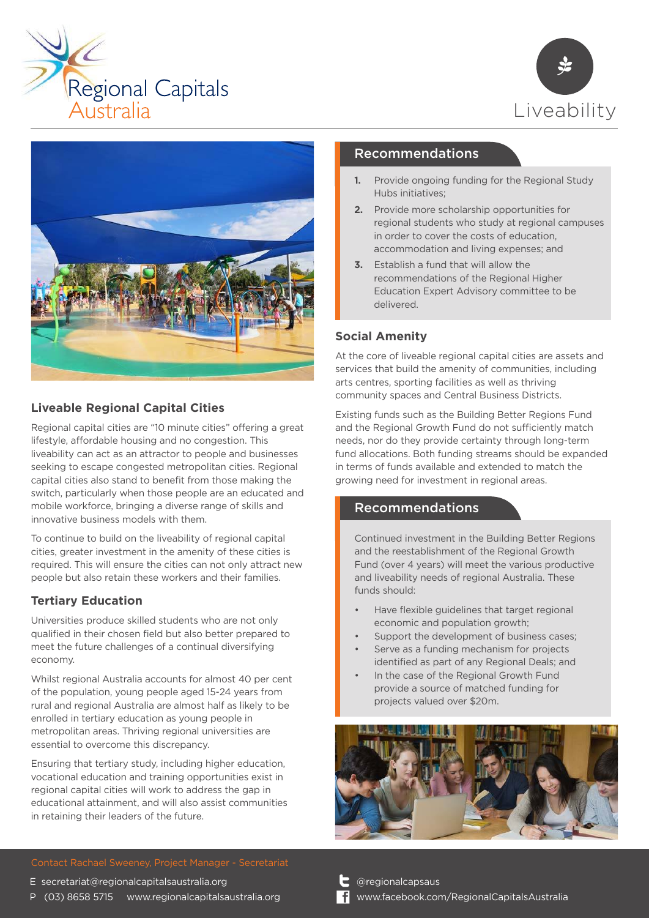# Regional Capitals Australia

## Liveability

### Liveable Regional Capital Cities

Regional capital cities are "10 minute cities" offering a great lifestyle, affordable housing and no congestion. This liveability can act as an attractor to people and businesses seeking to escape congested metropolitan cities. Regional capital cities also stand to benefit from those making the switch, particularly when those people are an educated and mobile workforce, bringing a diverse range of skills and innovative business models with them.

To continue to build on the liveability of regional capital cities, greater investment in the amenity of these cities is required. This will ensure the cities can not only attract new people but also retain these workers and their families.

### Tertiary Education

Universities produce skilled students who are not only qualified in their chosen field but also better prepared to meet the future challenges of a continual diversifying economy.

Whilst regional Australia accounts for almost 40 per cent of the population, young people aged 15-24 years from rural and regional Australia are almost half as likely to be enrolled in tertiary education as young people in metropolitan areas. Thriving regional universities are essential to overcome this discrepancy.

Ensuring that tertiary study, including higher education, vocational education and training opportunities exist in regional capital cities will work to address the gap in educational attainment, and will also assist communities in retaining their leaders of the future.

#### Recommendations

1. Provide ongoing funding for the Regional Study Hubs initiatives;
2. Provide more scholarship opportunities for regional students who study at regional campuses in order to cover the costs of education, accommodation and living expenses; and
3. Establish a fund that will allow the recommendations of the Regional Higher Education Expert Advisory committee to be delivered.

### Social Amenity

At the core of liveable regional capital cities are assets and services that build the amenity of communities, including arts centres, sporting facilities as well as thriving community spaces and Central Business Districts.

Existing funds such as the Building Better Regions Fund and the Regional Growth Fund do not sufficiently match needs, nor do they provide certainty through long-term fund allocations. Both funding streams should be expanded in terms of funds available and extended to match the growing need for investment in regional areas.

#### Recommendations

Continued investment in the Building Better Regions and the reestablishment of the Regional Growth Fund (over 4 years) will meet the various productive and liveability needs of regional Australia. These funds should:

- Have flexible guidelines that target regional economic and population growth;
- Support the development of business cases;
- Serve as a funding mechanism for projects identified as part of any Regional Deals; and
- In the case of the Regional Growth Fund provide a source of matched funding for projects valued over $20m.

Contact Rachael Sweeney, Project Manager - Secretariat

E secretariat@regionalcapitalsaustralia.org
P (03) 8658 5715 www.regionalcapitalsaustralia.org

@regionalcapsaus
www.facebook.com/RegionalCapitalsAustralia